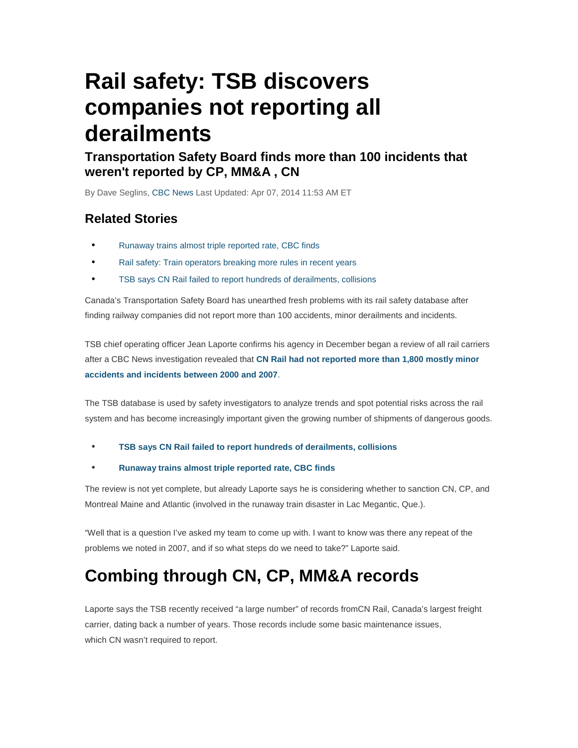# Rail safety: TSB discovers companies not reporting all derailments

## Transportation Safety Board finds more than 100 incidents that weren't reported by CP, MM&A , CN

By Dave Seglins, CBC News Last Updated: Apr 07, 2014 11:53 AM ET

### Related Stories

- Runaway trains almost triple reported rate, CBC finds
- Rail safety: Train operators breaking more rules in recent years
- TSB says CN Rail failed to report hundreds of derailments, collisions

Canada's Transportation Safety Board has unearthed fresh problems with its rail safety database after finding railway companies did not report more than 100 accidents, minor derailments and incidents.

TSB chief operating officer Jean Laporte confirms his agency in December began a review of all rail carriers after a CBC News investigation revealed that **CN Rail had not reported more than 1,800 mostly minor accidents and incidents between 2000 and 2007**.

The TSB database is used by safety investigators to analyze trends and spot potential risks across the rail system and has become increasingly important given the growing number of shipments of dangerous goods.

- **TSB says CN Rail failed to report hundreds of derailments, collisions**
- **Runaway trains almost triple reported rate, CBC finds**

The review is not yet complete, but already Laporte says he is considering whether to sanction CN, CP, and Montreal Maine and Atlantic (involved in the runaway train disaster in Lac Megantic, Que.).

“Well that is a question I've asked my team to come up with. I want to know was there any repeat of the problems we noted in 2007, and if so what steps do we need to take?” Laporte said.

# Combing through CN, CP, MM&A records

Laporte says the TSB recently received “a large number” of records fromCN Rail, Canada's largest freight carrier, dating back a number of years. Those records include some basic maintenance issues, which CN wasn't required to report.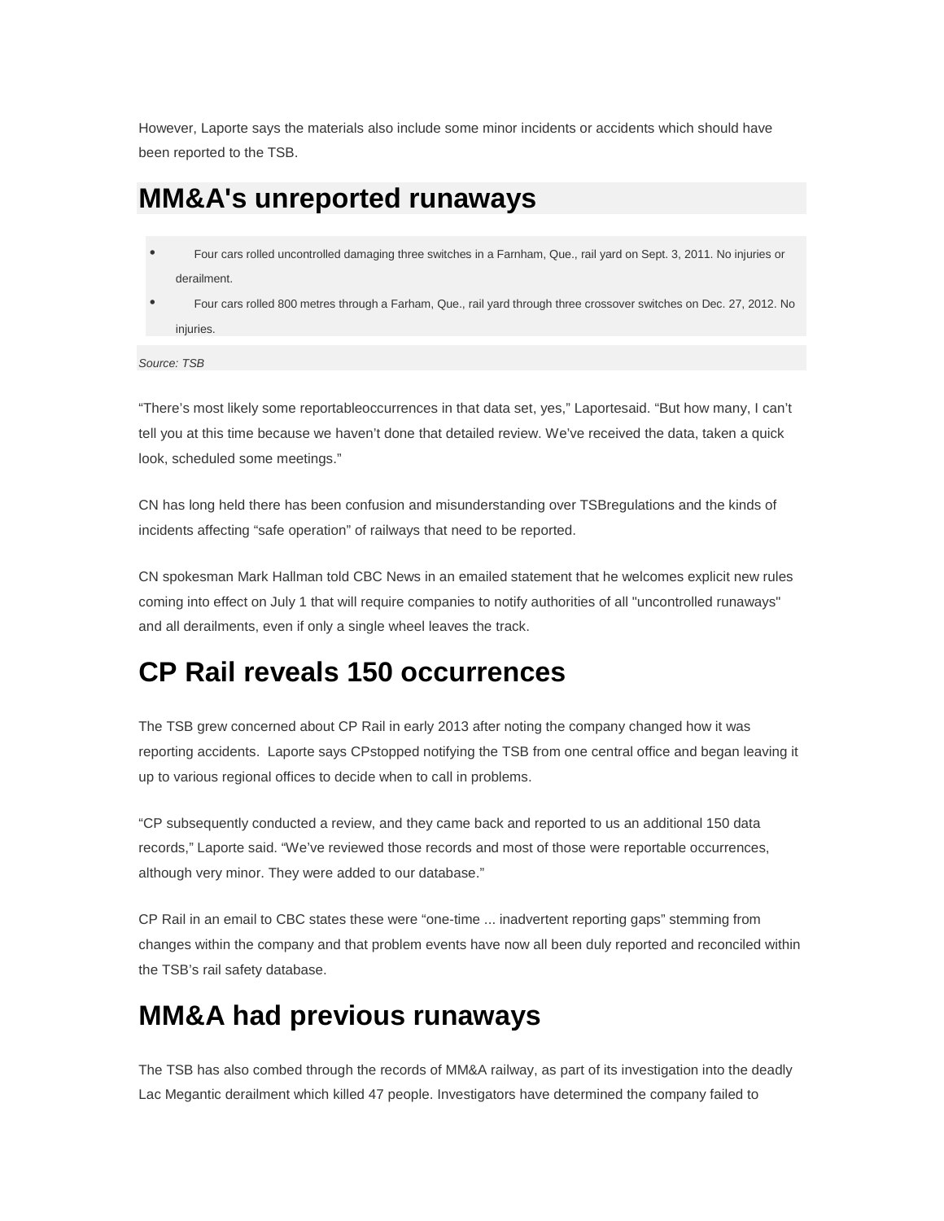However, Laporte says the materials also include some minor incidents or accidents which should have been reported to the TSB.

## MM&A's unreported runaways

- Four cars rolled uncontrolled damaging three switches in a Farnham, Que., rail yard on Sept. 3, 2011. No injuries or derailment.
- Four cars rolled 800 metres through a Farham, Que., rail yard through three crossover switches on Dec. 27, 2012. No injuries.

*Source: TSB*

“There’s most likely some reportableoccurrences in that data set, yes,” Laportesaid. “But how many, I can’t tell you at this time because we haven’t done that detailed review. We’ve received the data, taken a quick look, scheduled some meetings.”

CN has long held there has been confusion and misunderstanding over TSBregulations and the kinds of incidents affecting “safe operation” of railways that need to be reported.

CN spokesman Mark Hallman told CBC News in an emailed statement that he welcomes explicit new rules coming into effect on July 1 that will require companies to notify authorities of all "uncontrolled runaways" and all derailments, even if only a single wheel leaves the track.

## CP Rail reveals 150 occurrences

The TSB grew concerned about CP Rail in early 2013 after noting the company changed how it was reporting accidents. Laporte says CPstopped notifying the TSB from one central office and began leaving it up to various regional offices to decide when to call in problems.

“CP subsequently conducted a review, and they came back and reported to us an additional 150 data records,” Laporte said. “We’ve reviewed those records and most of those were reportable occurrences, although very minor. They were added to our database.”

CP Rail in an email to CBC states these were “one-time ... inadvertent reporting gaps” stemming from changes within the company and that problem events have now all been duly reported and reconciled within the TSB’s rail safety database.

## MM&A had previous runaways

The TSB has also combed through the records of MM&A railway, as part of its investigation into the deadly Lac Megantic derailment which killed 47 people. Investigators have determined the company failed to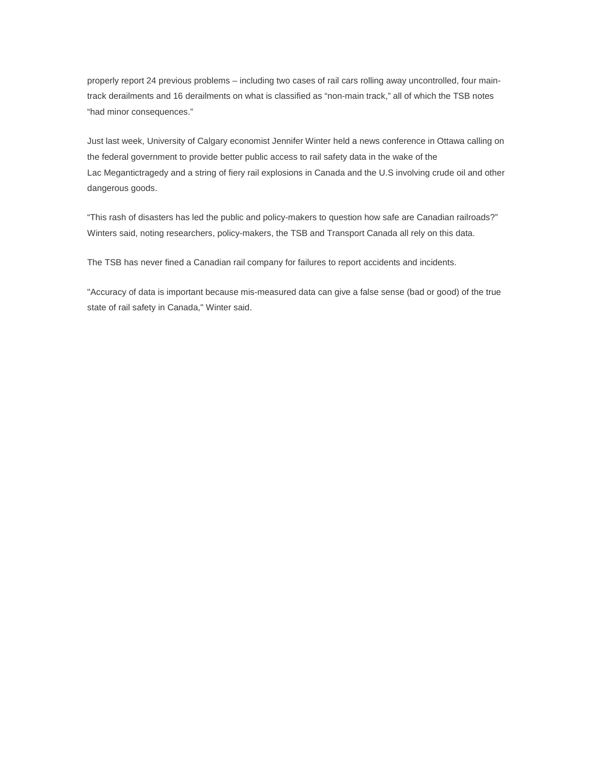properly report 24 previous problems – including two cases of rail cars rolling away uncontrolled, four main-track derailments and 16 derailments on what is classified as "non-main track," all of which the TSB notes "had minor consequences."

Just last week, University of Calgary economist Jennifer Winter held a news conference in Ottawa calling on the federal government to provide better public access to rail safety data in the wake of the Lac Megantictragedy and a string of fiery rail explosions in Canada and the U.S involving crude oil and other dangerous goods.

"This rash of disasters has led the public and policy-makers to question how safe are Canadian railroads?" Winters said, noting researchers, policy-makers, the TSB and Transport Canada all rely on this data.

The TSB has never fined a Canadian rail company for failures to report accidents and incidents.

"Accuracy of data is important because mis-measured data can give a false sense (bad or good) of the true state of rail safety in Canada," Winter said.